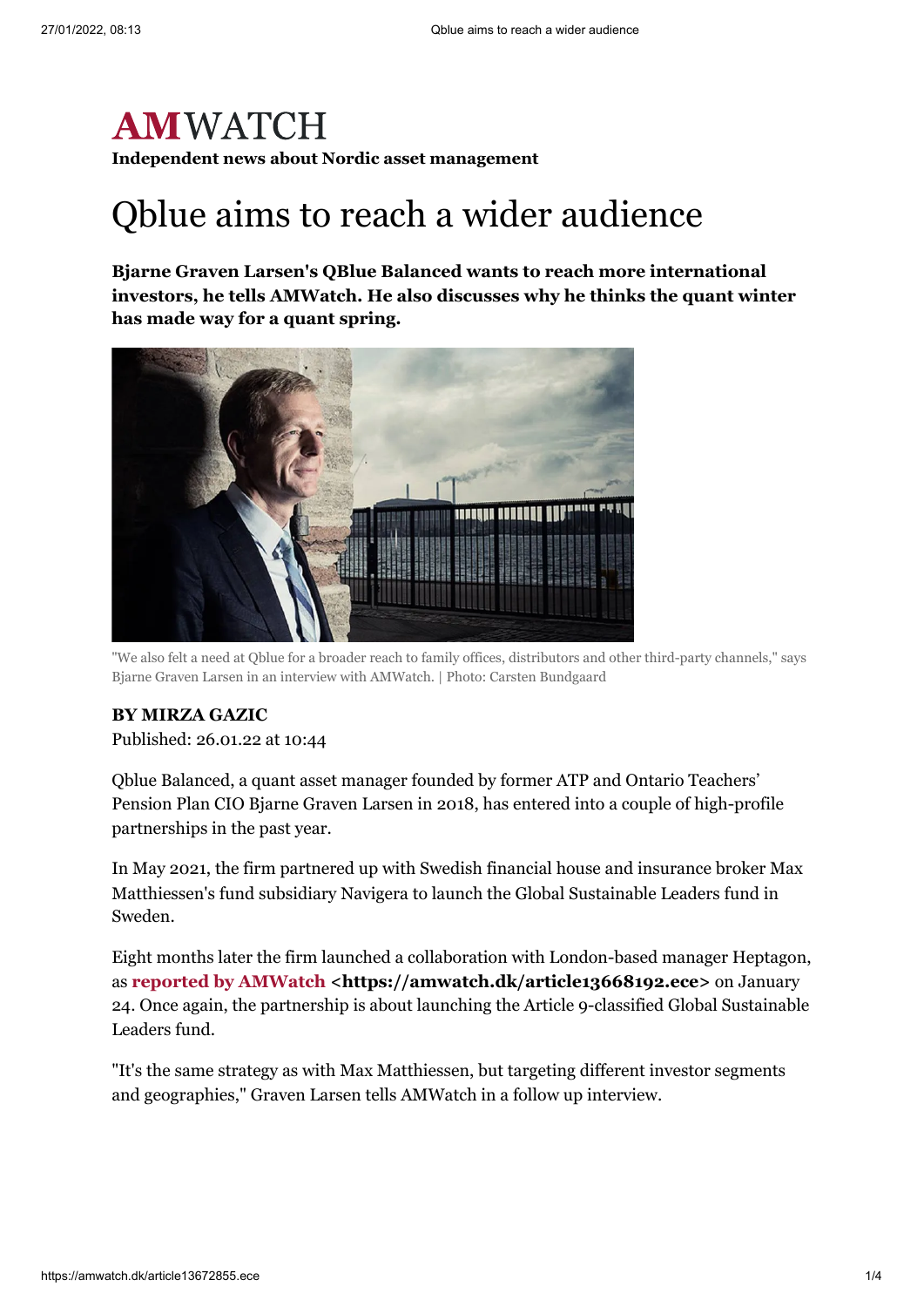**AMWATCH**

**Independent news about Nordic asset management**

# Qblue aims to reach a wider audience

**Bjarne Graven Larsen's QBlue Balanced wants to reach more international investors, he tells AMWatch. He also discusses why he thinks the quant winter has made way for a quant spring.**

"We also felt a need at Qblue for a broader reach to family offices, distributors and other third-party channels," says Bjarne Graven Larsen in an interview with AMWatch. | Photo: Carsten Bundgaard

**BY MIRZA GAZIC**

Published: 26.01.22 at 10:44

Qblue Balanced, a quant asset manager founded by former ATP and Ontario Teachers' Pension Plan CIO Bjarne Graven Larsen in 2018, has entered into a couple of high-profile partnerships in the past year.

In May 2021, the firm partnered up with Swedish financial house and insurance broker Max Matthiessen's fund subsidiary Navigera to launch the Global Sustainable Leaders fund in Sweden.

Eight months later the firm launched a collaboration with London-based manager Heptagon, as **reported by AMWatch** **<https://amwatch.dk/article13668192.ece>** on January 24. Once again, the partnership is about launching the Article 9-classified Global Sustainable Leaders fund.

"It's the same strategy as with Max Matthiessen, but targeting different investor segments and geographies," Graven Larsen tells AMWatch in a follow up interview.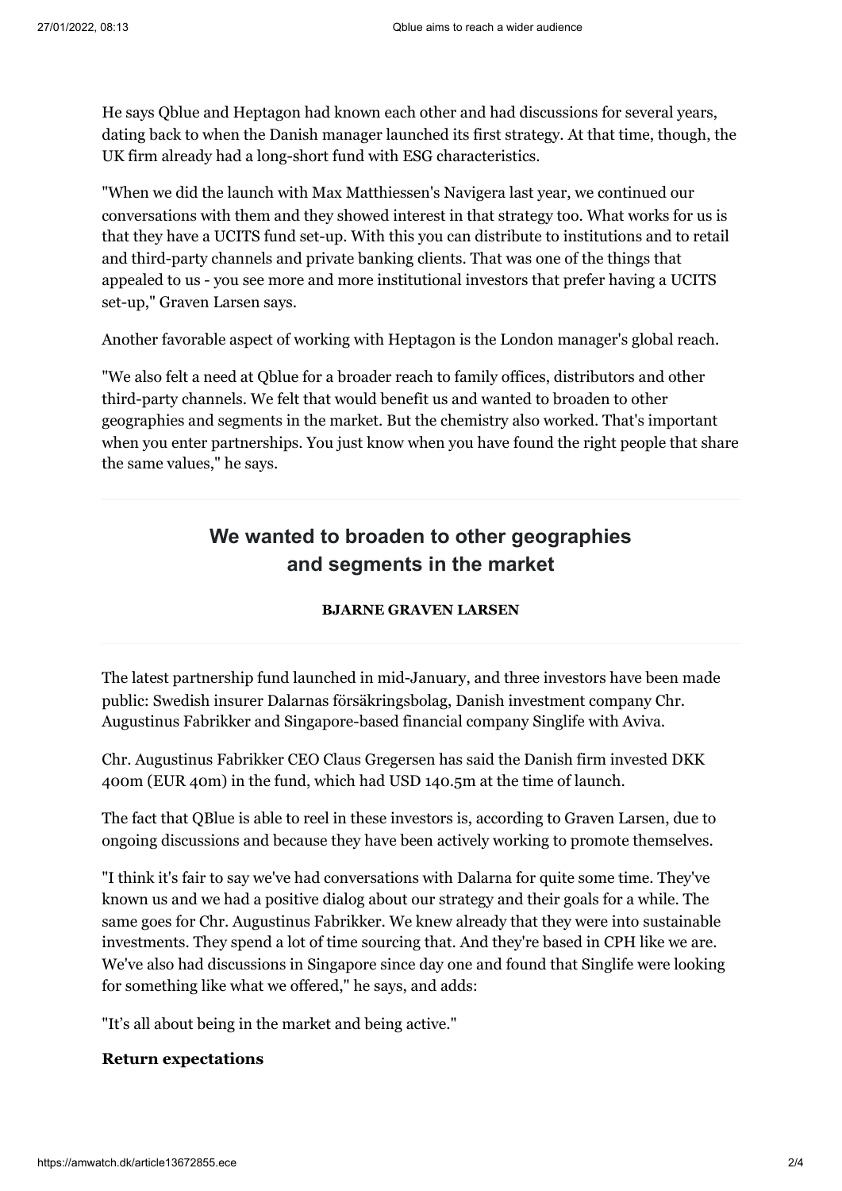He says Qblue and Heptagon had known each other and had discussions for several years, dating back to when the Danish manager launched its first strategy. At that time, though, the UK firm already had a long-short fund with ESG characteristics.

"When we did the launch with Max Matthiessen's Navigera last year, we continued our conversations with them and they showed interest in that strategy too. What works for us is that they have a UCITS fund set-up. With this you can distribute to institutions and to retail and third-party channels and private banking clients. That was one of the things that appealed to us - you see more and more institutional investors that prefer having a UCITS set-up," Graven Larsen says.

Another favorable aspect of working with Heptagon is the London manager's global reach.

"We also felt a need at Qblue for a broader reach to family offices, distributors and other third-party channels. We felt that would benefit us and wanted to broaden to other geographies and segments in the market. But the chemistry also worked. That's important when you enter partnerships. You just know when you have found the right people that share the same values," he says.

> **We wanted to broaden to other geographies and segments in the market**
>
> **BJARNE GRAVEN LARSEN**

The latest partnership fund launched in mid-January, and three investors have been made public: Swedish insurer Dalarnas försäkringsbolag, Danish investment company Chr. Augustinus Fabrikker and Singapore-based financial company Singlife with Aviva.

Chr. Augustinus Fabrikker CEO Claus Gregersen has said the Danish firm invested DKK 400m (EUR 40m) in the fund, which had USD 140.5m at the time of launch.

The fact that QBlue is able to reel in these investors is, according to Graven Larsen, due to ongoing discussions and because they have been actively working to promote themselves.

"I think it's fair to say we've had conversations with Dalarna for quite some time. They've known us and we had a positive dialog about our strategy and their goals for a while. The same goes for Chr. Augustinus Fabrikker. We knew already that they were into sustainable investments. They spend a lot of time sourcing that. And they're based in CPH like we are. We've also had discussions in Singapore since day one and found that Singlife were looking for something like what we offered," he says, and adds:

"It's all about being in the market and being active."

**Return expectations**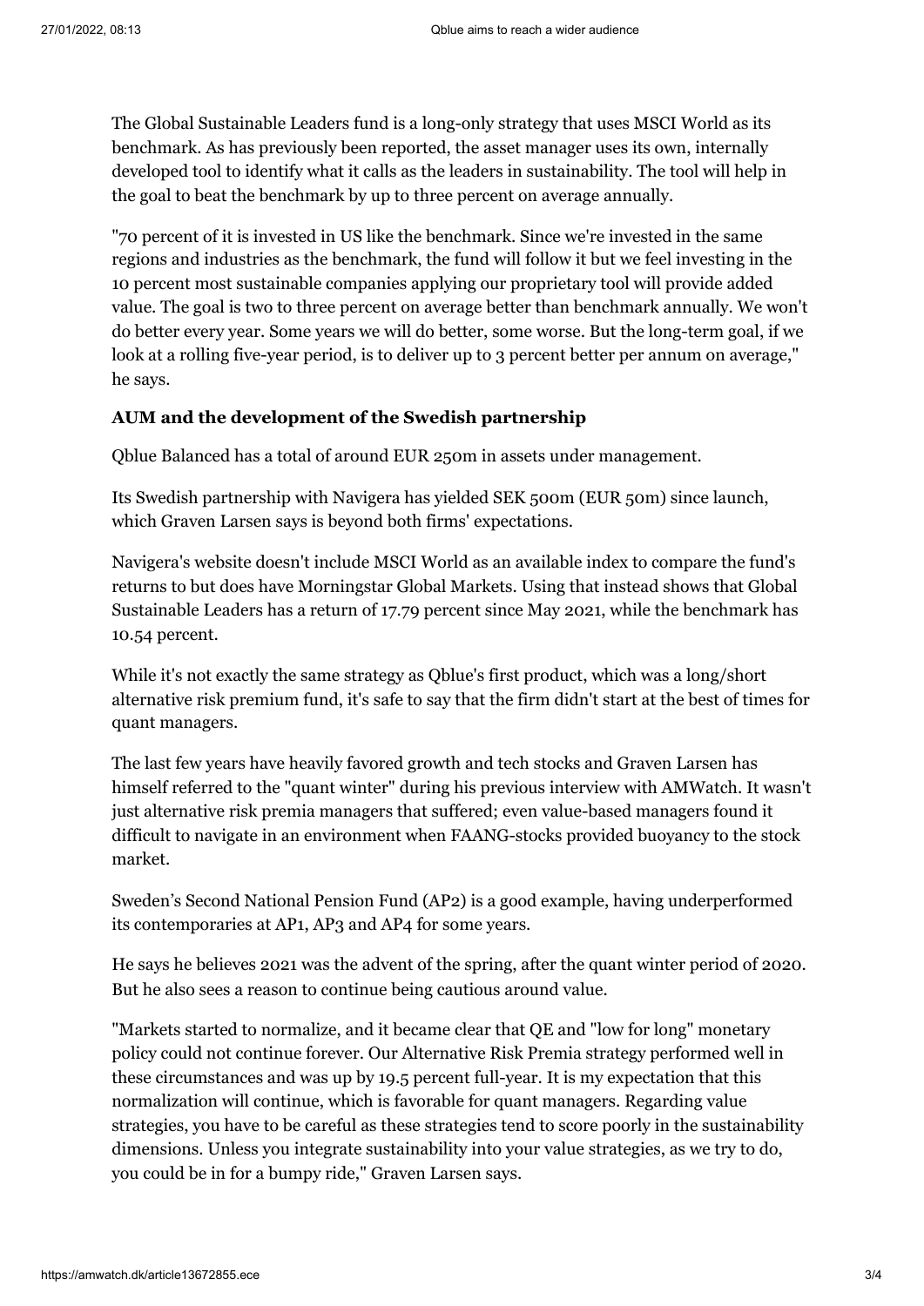The Global Sustainable Leaders fund is a long-only strategy that uses MSCI World as its benchmark. As has previously been reported, the asset manager uses its own, internally developed tool to identify what it calls as the leaders in sustainability. The tool will help in the goal to beat the benchmark by up to three percent on average annually.

"70 percent of it is invested in US like the benchmark. Since we're invested in the same regions and industries as the benchmark, the fund will follow it but we feel investing in the 10 percent most sustainable companies applying our proprietary tool will provide added value. The goal is two to three percent on average better than benchmark annually. We won't do better every year. Some years we will do better, some worse. But the long-term goal, if we look at a rolling five-year period, is to deliver up to 3 percent better per annum on average," he says.

**AUM and the development of the Swedish partnership**

Qblue Balanced has a total of around EUR 250m in assets under management.

Its Swedish partnership with Navigera has yielded SEK 500m (EUR 50m) since launch, which Graven Larsen says is beyond both firms' expectations.

Navigera's website doesn't include MSCI World as an available index to compare the fund's returns to but does have Morningstar Global Markets. Using that instead shows that Global Sustainable Leaders has a return of 17.79 percent since May 2021, while the benchmark has 10.54 percent.

While it's not exactly the same strategy as Qblue's first product, which was a long/short alternative risk premium fund, it's safe to say that the firm didn't start at the best of times for quant managers.

The last few years have heavily favored growth and tech stocks and Graven Larsen has himself referred to the "quant winter" during his previous interview with AMWatch. It wasn't just alternative risk premia managers that suffered; even value-based managers found it difficult to navigate in an environment when FAANG-stocks provided buoyancy to the stock market.

Sweden's Second National Pension Fund (AP2) is a good example, having underperformed its contemporaries at AP1, AP3 and AP4 for some years.

He says he believes 2021 was the advent of the spring, after the quant winter period of 2020. But he also sees a reason to continue being cautious around value.

"Markets started to normalize, and it became clear that QE and "low for long" monetary policy could not continue forever. Our Alternative Risk Premia strategy performed well in these circumstances and was up by 19.5 percent full-year. It is my expectation that this normalization will continue, which is favorable for quant managers. Regarding value strategies, you have to be careful as these strategies tend to score poorly in the sustainability dimensions. Unless you integrate sustainability into your value strategies, as we try to do, you could be in for a bumpy ride," Graven Larsen says.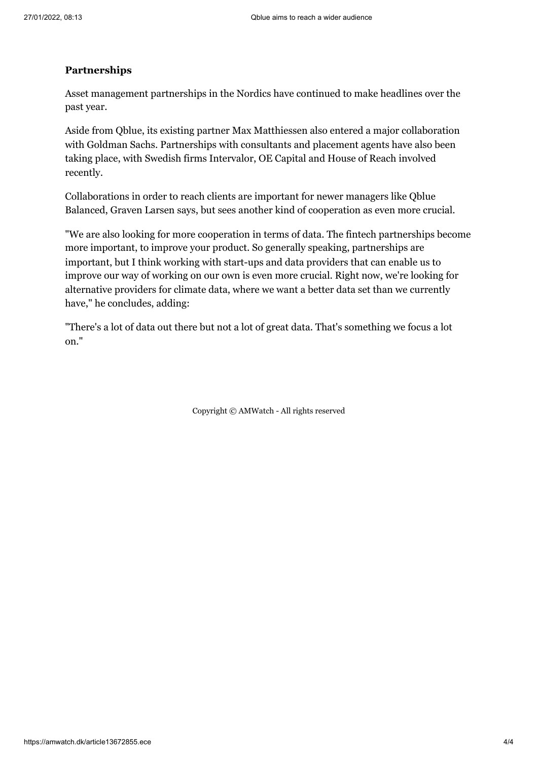**Partnerships**

Asset management partnerships in the Nordics have continued to make headlines over the past year.

Aside from Qblue, its existing partner Max Matthiessen also entered a major collaboration with Goldman Sachs. Partnerships with consultants and placement agents have also been taking place, with Swedish firms Intervalor, OE Capital and House of Reach involved recently.

Collaborations in order to reach clients are important for newer managers like Qblue Balanced, Graven Larsen says, but sees another kind of cooperation as even more crucial.

"We are also looking for more cooperation in terms of data. The fintech partnerships become more important, to improve your product. So generally speaking, partnerships are important, but I think working with start-ups and data providers that can enable us to improve our way of working on our own is even more crucial. Right now, we're looking for alternative providers for climate data, where we want a better data set than we currently have," he concludes, adding:

"There's a lot of data out there but not a lot of great data. That's something we focus a lot on."

Copyright © AMWatch - All rights reserved